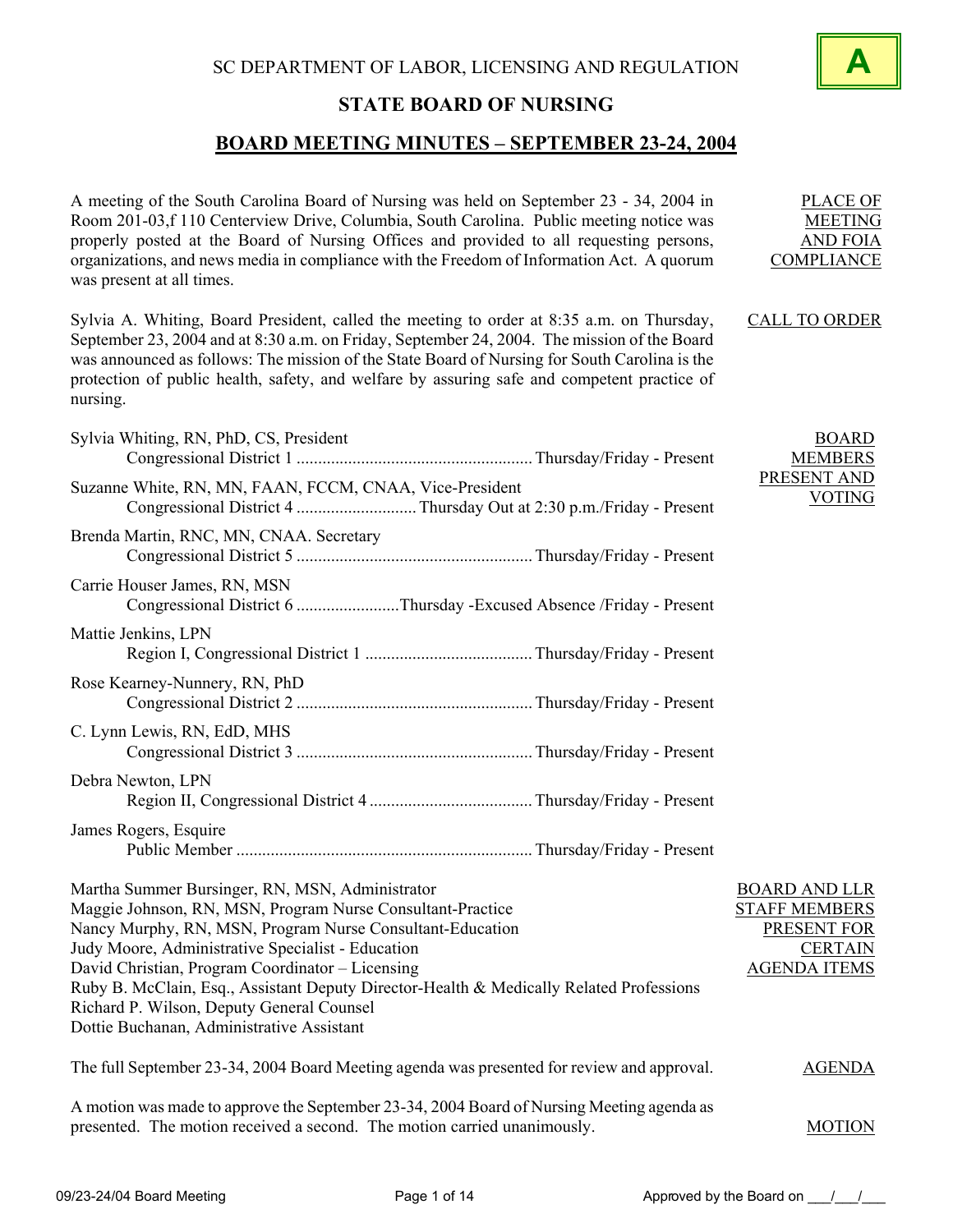SC DEPARTMENT OF LABOR, LICENSING AND REGULATION

**A**

# STATE BOARD OF NURSING

## BOARD MEETING MINUTES – SEPTEMBER 23-24, 2004

PLACE OF MEETING AND FOIA COMPLIANCE

A meeting of the South Carolina Board of Nursing was held on September 23 - 34, 2004 in Room 201-03,f 110 Centerview Drive, Columbia, South Carolina. Public meeting notice was properly posted at the Board of Nursing Offices and provided to all requesting persons, organizations, and news media in compliance with the Freedom of Information Act. A quorum was present at all times.

CALL TO ORDER

Sylvia A. Whiting, Board President, called the meeting to order at 8:35 a.m. on Thursday, September 23, 2004 and at 8:30 a.m. on Friday, September 24, 2004. The mission of the Board was announced as follows: The mission of the State Board of Nursing for South Carolina is the protection of public health, safety, and welfare by assuring safe and competent practice of nursing.

BOARD MEMBERS PRESENT AND VOTING

Sylvia Whiting, RN, PhD, CS, President
Congressional District 1 ...................................................... Thursday/Friday - Present

Suzanne White, RN, MN, FAAN, FCCM, CNAA, Vice-President
Congressional District 4 ........................... Thursday Out at 2:30 p.m./Friday - Present

Brenda Martin, RNC, MN, CNAA. Secretary
Congressional District 5 ...................................................... Thursday/Friday - Present

Carrie Houser James, RN, MSN
Congressional District 6 ........................Thursday -Excused Absence /Friday - Present

Mattie Jenkins, LPN
Region I, Congressional District 1 ...................................... Thursday/Friday - Present

Rose Kearney-Nunnery, RN, PhD
Congressional District 2 ...................................................... Thursday/Friday - Present

C. Lynn Lewis, RN, EdD, MHS
Congressional District 3 ...................................................... Thursday/Friday - Present

Debra Newton, LPN
Region II, Congressional District 4 ..................................... Thursday/Friday - Present

James Rogers, Esquire
Public Member .................................................................... Thursday/Friday - Present

BOARD AND LLR STAFF MEMBERS PRESENT FOR CERTAIN AGENDA ITEMS

Martha Summer Bursinger, RN, MSN, Administrator
Maggie Johnson, RN, MSN, Program Nurse Consultant-Practice
Nancy Murphy, RN, MSN, Program Nurse Consultant-Education
Judy Moore, Administrative Specialist - Education
David Christian, Program Coordinator – Licensing
Ruby B. McClain, Esq., Assistant Deputy Director-Health & Medically Related Professions
Richard P. Wilson, Deputy General Counsel
Dottie Buchanan, Administrative Assistant

AGENDA

The full September 23-34, 2004 Board Meeting agenda was presented for review and approval.

MOTION

A motion was made to approve the September 23-34, 2004 Board of Nursing Meeting agenda as presented. The motion received a second. The motion carried unanimously.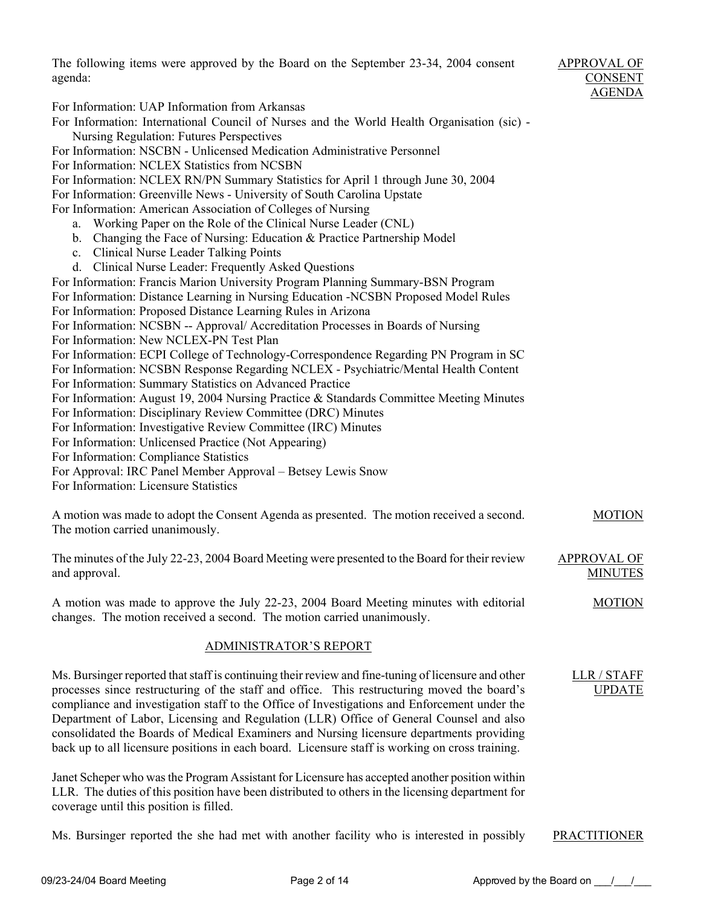The following items were approved by the Board on the September 23-34, 2004 consent agenda:

**APPROVAL OF CONSENT AGENDA**

For Information: UAP Information from Arkansas
For Information: International Council of Nurses and the World Health Organisation (sic) - Nursing Regulation: Futures Perspectives
For Information: NSCBN - Unlicensed Medication Administrative Personnel
For Information: NCLEX Statistics from NCSBN
For Information: NCLEX RN/PN Summary Statistics for April 1 through June 30, 2004
For Information: Greenville News - University of South Carolina Upstate
For Information: American Association of Colleges of Nursing

a. Working Paper on the Role of the Clinical Nurse Leader (CNL)
b. Changing the Face of Nursing: Education & Practice Partnership Model
c. Clinical Nurse Leader Talking Points
d. Clinical Nurse Leader: Frequently Asked Questions

For Information: Francis Marion University Program Planning Summary-BSN Program
For Information: Distance Learning in Nursing Education -NCSBN Proposed Model Rules
For Information: Proposed Distance Learning Rules in Arizona
For Information: NCSBN -- Approval/ Accreditation Processes in Boards of Nursing
For Information: New NCLEX-PN Test Plan
For Information: ECPI College of Technology-Correspondence Regarding PN Program in SC
For Information: NCSBN Response Regarding NCLEX - Psychiatric/Mental Health Content
For Information: Summary Statistics on Advanced Practice
For Information: August 19, 2004 Nursing Practice & Standards Committee Meeting Minutes
For Information: Disciplinary Review Committee (DRC) Minutes
For Information: Investigative Review Committee (IRC) Minutes
For Information: Unlicensed Practice (Not Appearing)
For Information: Compliance Statistics
For Approval: IRC Panel Member Approval – Betsey Lewis Snow
For Information: Licensure Statistics

**MOTION**

A motion was made to adopt the Consent Agenda as presented. The motion received a second. The motion carried unanimously.

**APPROVAL OF MINUTES**

The minutes of the July 22-23, 2004 Board Meeting were presented to the Board for their review and approval.

**MOTION**

A motion was made to approve the July 22-23, 2004 Board Meeting minutes with editorial changes. The motion received a second. The motion carried unanimously.

## ADMINISTRATOR'S REPORT

**LLR / STAFF UPDATE**

Ms. Bursinger reported that staff is continuing their review and fine-tuning of licensure and other processes since restructuring of the staff and office. This restructuring moved the board's compliance and investigation staff to the Office of Investigations and Enforcement under the Department of Labor, Licensing and Regulation (LLR) Office of General Counsel and also consolidated the Boards of Medical Examiners and Nursing licensure departments providing back up to all licensure positions in each board. Licensure staff is working on cross training.

Janet Scheper who was the Program Assistant for Licensure has accepted another position within LLR. The duties of this position have been distributed to others in the licensing department for coverage until this position is filled.

**PRACTITIONER**

Ms. Bursinger reported the she had met with another facility who is interested in possibly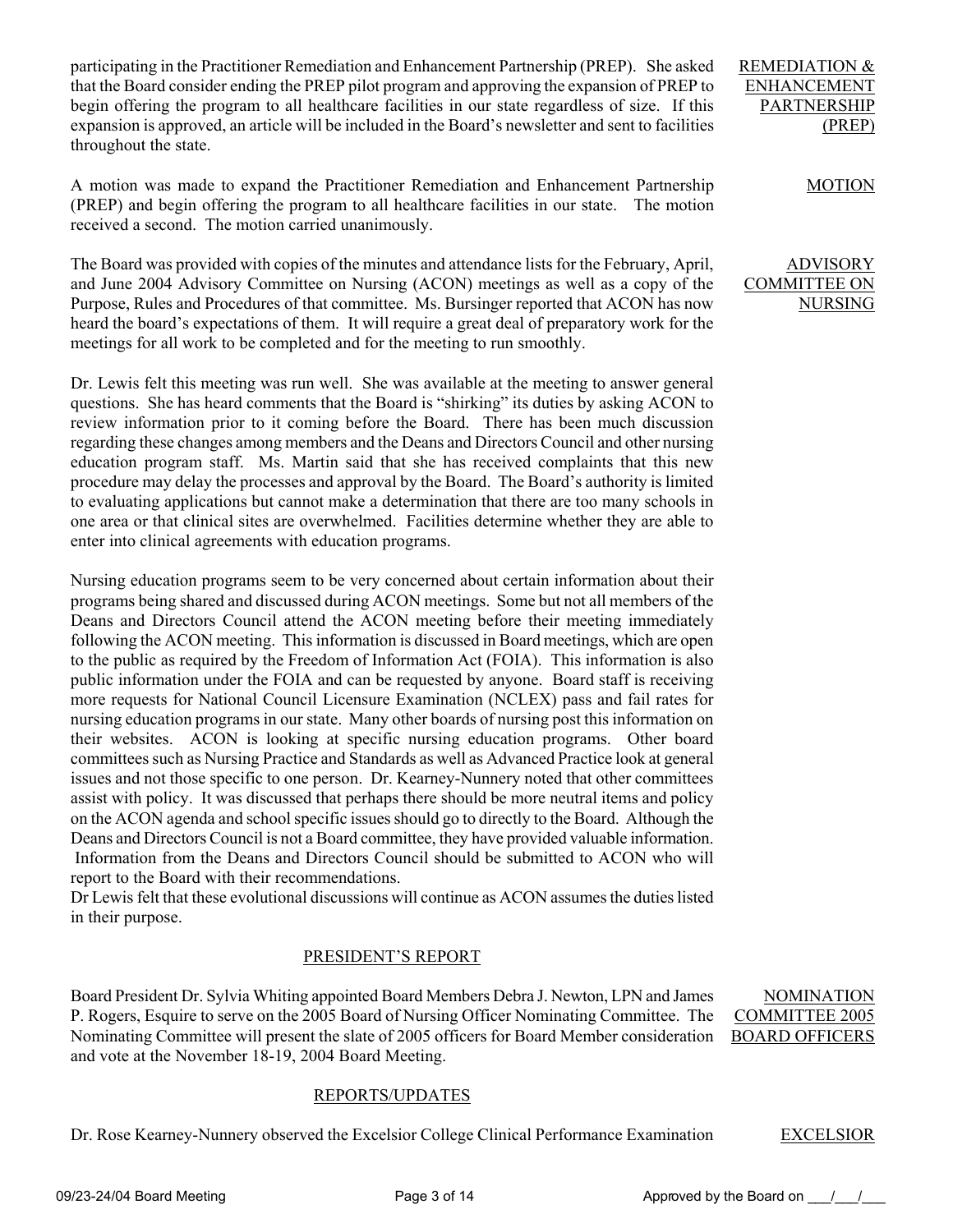participating in the Practitioner Remediation and Enhancement Partnership (PREP). She asked that the Board consider ending the PREP pilot program and approving the expansion of PREP to begin offering the program to all healthcare facilities in our state regardless of size. If this expansion is approved, an article will be included in the Board's newsletter and sent to facilities throughout the state.

REMEDIATION & ENHANCEMENT PARTNERSHIP (PREP)

A motion was made to expand the Practitioner Remediation and Enhancement Partnership (PREP) and begin offering the program to all healthcare facilities in our state. The motion received a second. The motion carried unanimously.

MOTION

The Board was provided with copies of the minutes and attendance lists for the February, April, and June 2004 Advisory Committee on Nursing (ACON) meetings as well as a copy of the Purpose, Rules and Procedures of that committee. Ms. Bursinger reported that ACON has now heard the board's expectations of them. It will require a great deal of preparatory work for the meetings for all work to be completed and for the meeting to run smoothly.

ADVISORY COMMITTEE ON NURSING

Dr. Lewis felt this meeting was run well. She was available at the meeting to answer general questions. She has heard comments that the Board is "shirking" its duties by asking ACON to review information prior to it coming before the Board. There has been much discussion regarding these changes among members and the Deans and Directors Council and other nursing education program staff. Ms. Martin said that she has received complaints that this new procedure may delay the processes and approval by the Board. The Board's authority is limited to evaluating applications but cannot make a determination that there are too many schools in one area or that clinical sites are overwhelmed. Facilities determine whether they are able to enter into clinical agreements with education programs.

Nursing education programs seem to be very concerned about certain information about their programs being shared and discussed during ACON meetings. Some but not all members of the Deans and Directors Council attend the ACON meeting before their meeting immediately following the ACON meeting. This information is discussed in Board meetings, which are open to the public as required by the Freedom of Information Act (FOIA). This information is also public information under the FOIA and can be requested by anyone. Board staff is receiving more requests for National Council Licensure Examination (NCLEX) pass and fail rates for nursing education programs in our state. Many other boards of nursing post this information on their websites. ACON is looking at specific nursing education programs. Other board committees such as Nursing Practice and Standards as well as Advanced Practice look at general issues and not those specific to one person. Dr. Kearney-Nunnery noted that other committees assist with policy. It was discussed that perhaps there should be more neutral items and policy on the ACON agenda and school specific issues should go to directly to the Board. Although the Deans and Directors Council is not a Board committee, they have provided valuable information. Information from the Deans and Directors Council should be submitted to ACON who will report to the Board with their recommendations.

Dr Lewis felt that these evolutional discussions will continue as ACON assumes the duties listed in their purpose.

## PRESIDENT'S REPORT

Board President Dr. Sylvia Whiting appointed Board Members Debra J. Newton, LPN and James P. Rogers, Esquire to serve on the 2005 Board of Nursing Officer Nominating Committee. The Nominating Committee will present the slate of 2005 officers for Board Member consideration and vote at the November 18-19, 2004 Board Meeting.

NOMINATION COMMITTEE 2005 BOARD OFFICERS

## REPORTS/UPDATES

Dr. Rose Kearney-Nunnery observed the Excelsior College Clinical Performance Examination

EXCELSIOR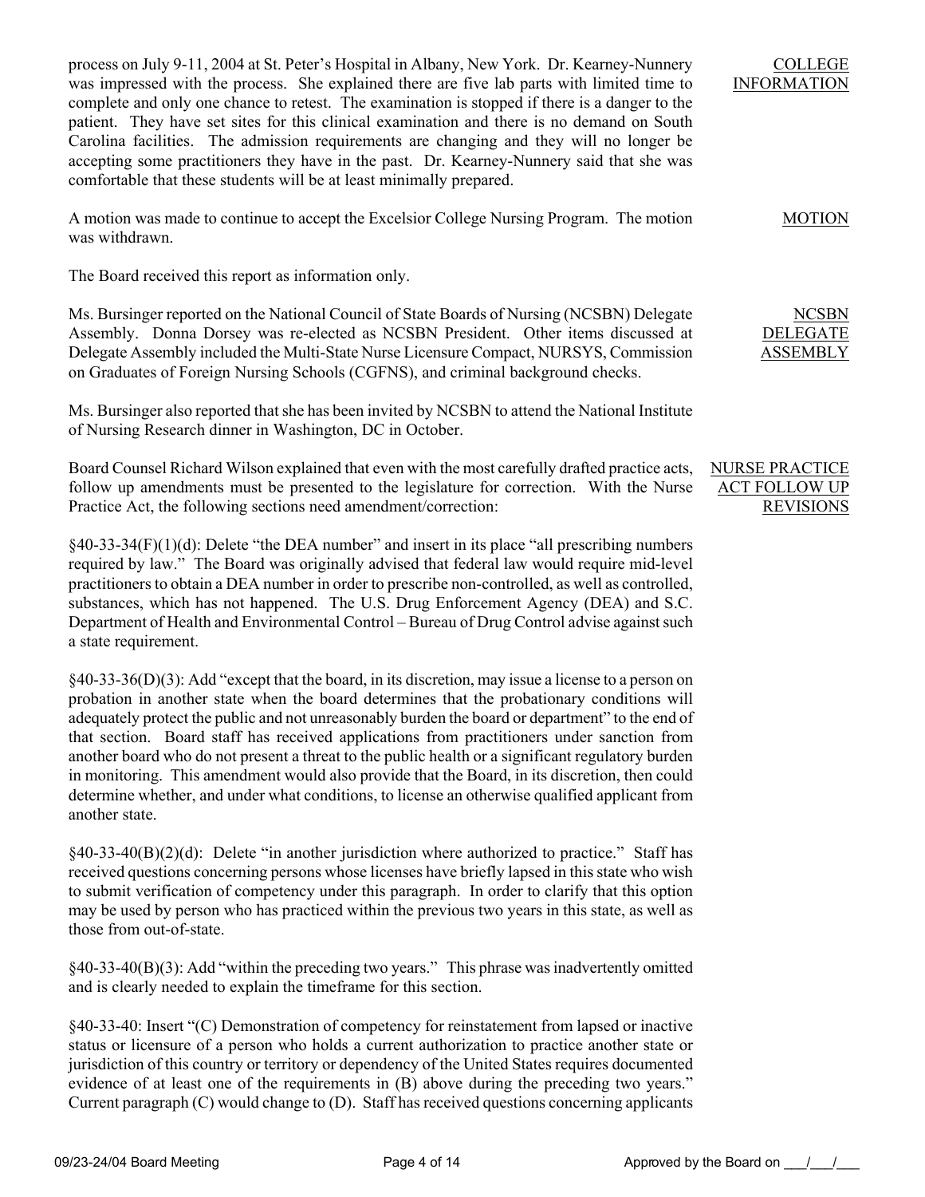process on July 9-11, 2004 at St. Peter's Hospital in Albany, New York. Dr. Kearney-Nunnery was impressed with the process. She explained there are five lab parts with limited time to complete and only one chance to retest. The examination is stopped if there is a danger to the patient. They have set sites for this clinical examination and there is no demand on South Carolina facilities. The admission requirements are changing and they will no longer be accepting some practitioners they have in the past. Dr. Kearney-Nunnery said that she was comfortable that these students will be at least minimally prepared.

COLLEGE INFORMATION

A motion was made to continue to accept the Excelsior College Nursing Program. The motion was withdrawn.

MOTION

The Board received this report as information only.

NCSBN DELEGATE ASSEMBLY

Ms. Bursinger reported on the National Council of State Boards of Nursing (NCSBN) Delegate Assembly. Donna Dorsey was re-elected as NCSBN President. Other items discussed at Delegate Assembly included the Multi-State Nurse Licensure Compact, NURSYS, Commission on Graduates of Foreign Nursing Schools (CGFNS), and criminal background checks.

Ms. Bursinger also reported that she has been invited by NCSBN to attend the National Institute of Nursing Research dinner in Washington, DC in October.

NURSE PRACTICE ACT FOLLOW UP REVISIONS

Board Counsel Richard Wilson explained that even with the most carefully drafted practice acts, follow up amendments must be presented to the legislature for correction. With the Nurse Practice Act, the following sections need amendment/correction:

§40-33-34(F)(1)(d): Delete "the DEA number" and insert in its place "all prescribing numbers required by law." The Board was originally advised that federal law would require mid-level practitioners to obtain a DEA number in order to prescribe non-controlled, as well as controlled, substances, which has not happened. The U.S. Drug Enforcement Agency (DEA) and S.C. Department of Health and Environmental Control – Bureau of Drug Control advise against such a state requirement.

§40-33-36(D)(3): Add "except that the board, in its discretion, may issue a license to a person on probation in another state when the board determines that the probationary conditions will adequately protect the public and not unreasonably burden the board or department" to the end of that section. Board staff has received applications from practitioners under sanction from another board who do not present a threat to the public health or a significant regulatory burden in monitoring. This amendment would also provide that the Board, in its discretion, then could determine whether, and under what conditions, to license an otherwise qualified applicant from another state.

§40-33-40(B)(2)(d): Delete "in another jurisdiction where authorized to practice." Staff has received questions concerning persons whose licenses have briefly lapsed in this state who wish to submit verification of competency under this paragraph. In order to clarify that this option may be used by person who has practiced within the previous two years in this state, as well as those from out-of-state.

§40-33-40(B)(3): Add "within the preceding two years." This phrase was inadvertently omitted and is clearly needed to explain the timeframe for this section.

§40-33-40: Insert "(C) Demonstration of competency for reinstatement from lapsed or inactive status or licensure of a person who holds a current authorization to practice another state or jurisdiction of this country or territory or dependency of the United States requires documented evidence of at least one of the requirements in (B) above during the preceding two years." Current paragraph (C) would change to (D). Staff has received questions concerning applicants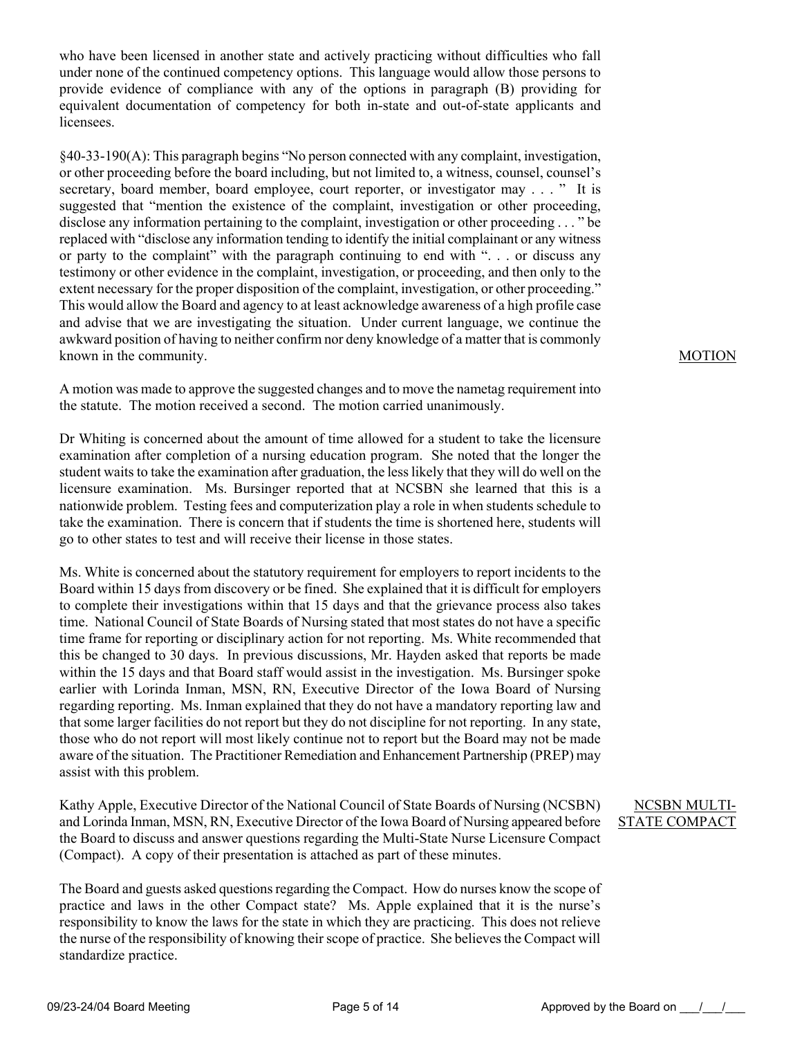who have been licensed in another state and actively practicing without difficulties who fall under none of the continued competency options. This language would allow those persons to provide evidence of compliance with any of the options in paragraph (B) providing for equivalent documentation of competency for both in-state and out-of-state applicants and licensees.

§40-33-190(A): This paragraph begins "No person connected with any complaint, investigation, or other proceeding before the board including, but not limited to, a witness, counsel, counsel's secretary, board member, board employee, court reporter, or investigator may . . . " It is suggested that "mention the existence of the complaint, investigation or other proceeding, disclose any information pertaining to the complaint, investigation or other proceeding . . . " be replaced with "disclose any information tending to identify the initial complainant or any witness or party to the complaint" with the paragraph continuing to end with ". . . or discuss any testimony or other evidence in the complaint, investigation, or proceeding, and then only to the extent necessary for the proper disposition of the complaint, investigation, or other proceeding." This would allow the Board and agency to at least acknowledge awareness of a high profile case and advise that we are investigating the situation. Under current language, we continue the awkward position of having to neither confirm nor deny knowledge of a matter that is commonly known in the community.

MOTION

A motion was made to approve the suggested changes and to move the nametag requirement into the statute. The motion received a second. The motion carried unanimously.

Dr Whiting is concerned about the amount of time allowed for a student to take the licensure examination after completion of a nursing education program. She noted that the longer the student waits to take the examination after graduation, the less likely that they will do well on the licensure examination. Ms. Bursinger reported that at NCSBN she learned that this is a nationwide problem. Testing fees and computerization play a role in when students schedule to take the examination. There is concern that if students the time is shortened here, students will go to other states to test and will receive their license in those states.

Ms. White is concerned about the statutory requirement for employers to report incidents to the Board within 15 days from discovery or be fined. She explained that it is difficult for employers to complete their investigations within that 15 days and that the grievance process also takes time. National Council of State Boards of Nursing stated that most states do not have a specific time frame for reporting or disciplinary action for not reporting. Ms. White recommended that this be changed to 30 days. In previous discussions, Mr. Hayden asked that reports be made within the 15 days and that Board staff would assist in the investigation. Ms. Bursinger spoke earlier with Lorinda Inman, MSN, RN, Executive Director of the Iowa Board of Nursing regarding reporting. Ms. Inman explained that they do not have a mandatory reporting law and that some larger facilities do not report but they do not discipline for not reporting. In any state, those who do not report will most likely continue not to report but the Board may not be made aware of the situation. The Practitioner Remediation and Enhancement Partnership (PREP) may assist with this problem.

NCSBN MULTI-STATE COMPACT

Kathy Apple, Executive Director of the National Council of State Boards of Nursing (NCSBN) and Lorinda Inman, MSN, RN, Executive Director of the Iowa Board of Nursing appeared before the Board to discuss and answer questions regarding the Multi-State Nurse Licensure Compact (Compact). A copy of their presentation is attached as part of these minutes.

The Board and guests asked questions regarding the Compact. How do nurses know the scope of practice and laws in the other Compact state? Ms. Apple explained that it is the nurse's responsibility to know the laws for the state in which they are practicing. This does not relieve the nurse of the responsibility of knowing their scope of practice. She believes the Compact will standardize practice.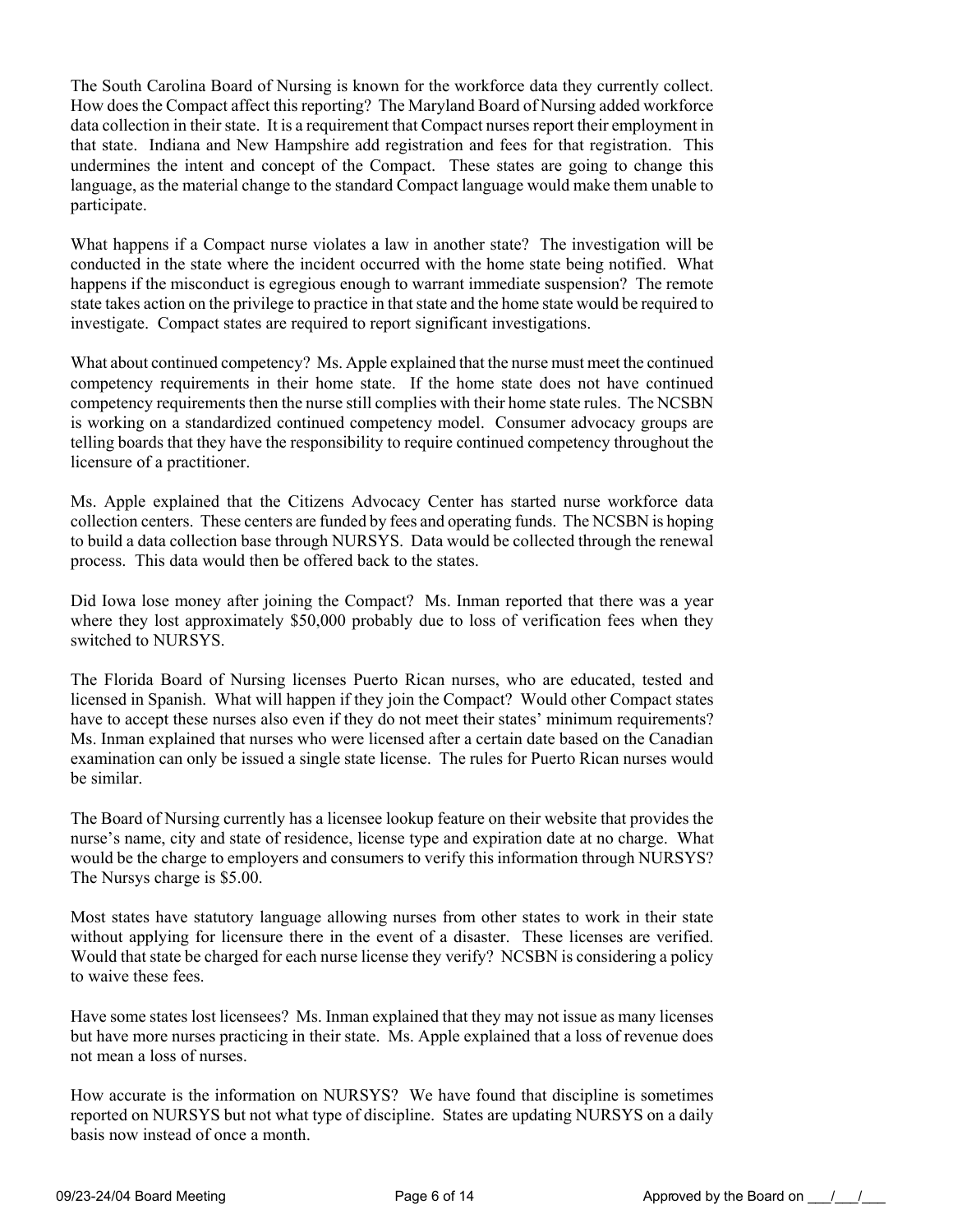The South Carolina Board of Nursing is known for the workforce data they currently collect. How does the Compact affect this reporting? The Maryland Board of Nursing added workforce data collection in their state. It is a requirement that Compact nurses report their employment in that state. Indiana and New Hampshire add registration and fees for that registration. This undermines the intent and concept of the Compact. These states are going to change this language, as the material change to the standard Compact language would make them unable to participate.

What happens if a Compact nurse violates a law in another state? The investigation will be conducted in the state where the incident occurred with the home state being notified. What happens if the misconduct is egregious enough to warrant immediate suspension? The remote state takes action on the privilege to practice in that state and the home state would be required to investigate. Compact states are required to report significant investigations.

What about continued competency? Ms. Apple explained that the nurse must meet the continued competency requirements in their home state. If the home state does not have continued competency requirements then the nurse still complies with their home state rules. The NCSBN is working on a standardized continued competency model. Consumer advocacy groups are telling boards that they have the responsibility to require continued competency throughout the licensure of a practitioner.

Ms. Apple explained that the Citizens Advocacy Center has started nurse workforce data collection centers. These centers are funded by fees and operating funds. The NCSBN is hoping to build a data collection base through NURSYS. Data would be collected through the renewal process. This data would then be offered back to the states.

Did Iowa lose money after joining the Compact? Ms. Inman reported that there was a year where they lost approximately $50,000 probably due to loss of verification fees when they switched to NURSYS.

The Florida Board of Nursing licenses Puerto Rican nurses, who are educated, tested and licensed in Spanish. What will happen if they join the Compact? Would other Compact states have to accept these nurses also even if they do not meet their states' minimum requirements? Ms. Inman explained that nurses who were licensed after a certain date based on the Canadian examination can only be issued a single state license. The rules for Puerto Rican nurses would be similar.

The Board of Nursing currently has a licensee lookup feature on their website that provides the nurse's name, city and state of residence, license type and expiration date at no charge. What would be the charge to employers and consumers to verify this information through NURSYS? The Nursys charge is $5.00.

Most states have statutory language allowing nurses from other states to work in their state without applying for licensure there in the event of a disaster. These licenses are verified. Would that state be charged for each nurse license they verify? NCSBN is considering a policy to waive these fees.

Have some states lost licensees? Ms. Inman explained that they may not issue as many licenses but have more nurses practicing in their state. Ms. Apple explained that a loss of revenue does not mean a loss of nurses.

How accurate is the information on NURSYS? We have found that discipline is sometimes reported on NURSYS but not what type of discipline. States are updating NURSYS on a daily basis now instead of once a month.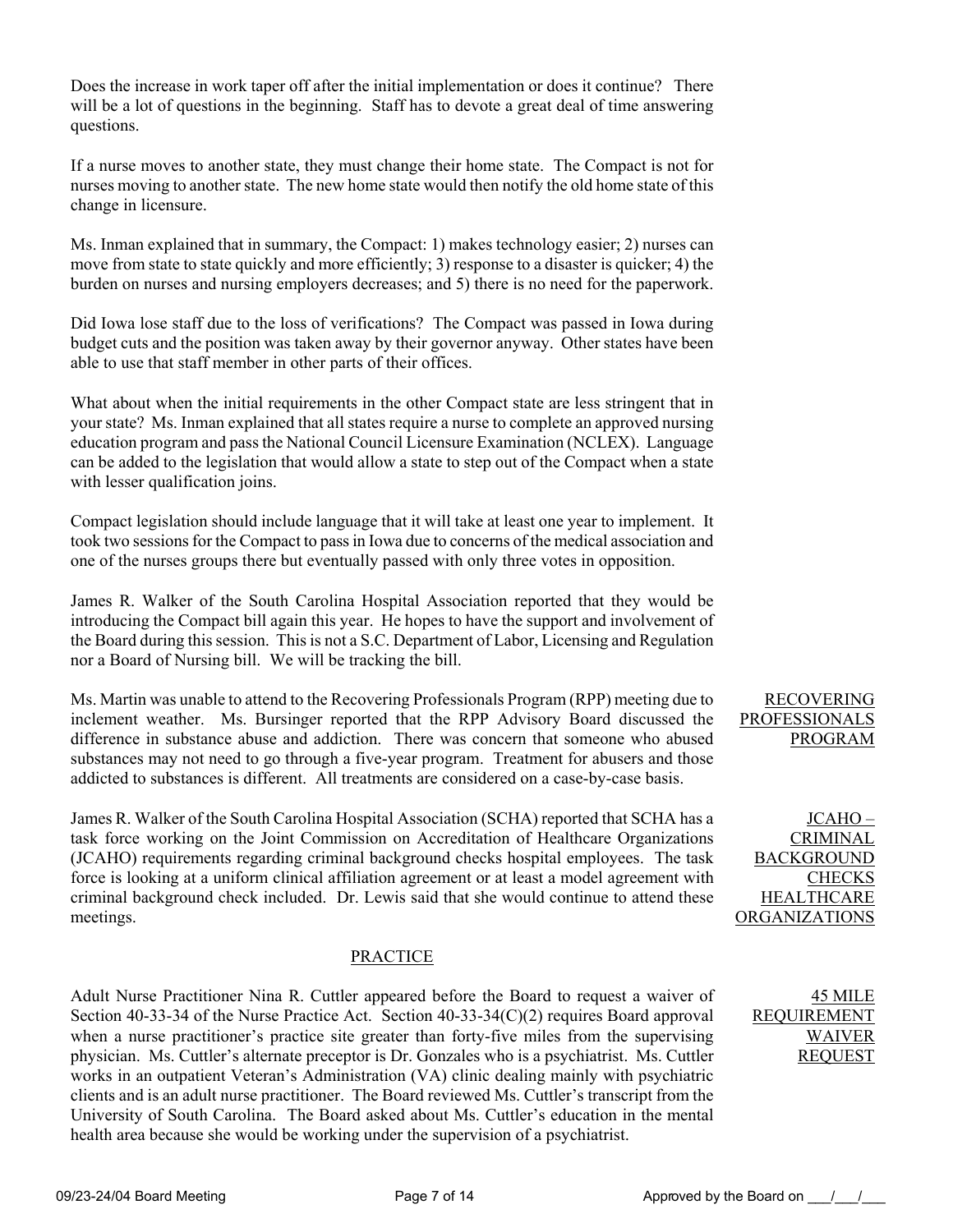Does the increase in work taper off after the initial implementation or does it continue? There will be a lot of questions in the beginning. Staff has to devote a great deal of time answering questions.

If a nurse moves to another state, they must change their home state. The Compact is not for nurses moving to another state. The new home state would then notify the old home state of this change in licensure.

Ms. Inman explained that in summary, the Compact: 1) makes technology easier; 2) nurses can move from state to state quickly and more efficiently; 3) response to a disaster is quicker; 4) the burden on nurses and nursing employers decreases; and 5) there is no need for the paperwork.

Did Iowa lose staff due to the loss of verifications? The Compact was passed in Iowa during budget cuts and the position was taken away by their governor anyway. Other states have been able to use that staff member in other parts of their offices.

What about when the initial requirements in the other Compact state are less stringent that in your state? Ms. Inman explained that all states require a nurse to complete an approved nursing education program and pass the National Council Licensure Examination (NCLEX). Language can be added to the legislation that would allow a state to step out of the Compact when a state with lesser qualification joins.

Compact legislation should include language that it will take at least one year to implement. It took two sessions for the Compact to pass in Iowa due to concerns of the medical association and one of the nurses groups there but eventually passed with only three votes in opposition.

James R. Walker of the South Carolina Hospital Association reported that they would be introducing the Compact bill again this year. He hopes to have the support and involvement of the Board during this session. This is not a S.C. Department of Labor, Licensing and Regulation nor a Board of Nursing bill. We will be tracking the bill.

RECOVERING PROFESSIONALS PROGRAM

Ms. Martin was unable to attend to the Recovering Professionals Program (RPP) meeting due to inclement weather. Ms. Bursinger reported that the RPP Advisory Board discussed the difference in substance abuse and addiction. There was concern that someone who abused substances may not need to go through a five-year program. Treatment for abusers and those addicted to substances is different. All treatments are considered on a case-by-case basis.

JCAHO – CRIMINAL BACKGROUND CHECKS HEALTHCARE ORGANIZATIONS

James R. Walker of the South Carolina Hospital Association (SCHA) reported that SCHA has a task force working on the Joint Commission on Accreditation of Healthcare Organizations (JCAHO) requirements regarding criminal background checks hospital employees. The task force is looking at a uniform clinical affiliation agreement or at least a model agreement with criminal background check included. Dr. Lewis said that she would continue to attend these meetings.

## PRACTICE

45 MILE REQUIREMENT WAIVER REQUEST

Adult Nurse Practitioner Nina R. Cuttler appeared before the Board to request a waiver of Section 40-33-34 of the Nurse Practice Act. Section 40-33-34(C)(2) requires Board approval when a nurse practitioner's practice site greater than forty-five miles from the supervising physician. Ms. Cuttler's alternate preceptor is Dr. Gonzales who is a psychiatrist. Ms. Cuttler works in an outpatient Veteran's Administration (VA) clinic dealing mainly with psychiatric clients and is an adult nurse practitioner. The Board reviewed Ms. Cuttler's transcript from the University of South Carolina. The Board asked about Ms. Cuttler's education in the mental health area because she would be working under the supervision of a psychiatrist.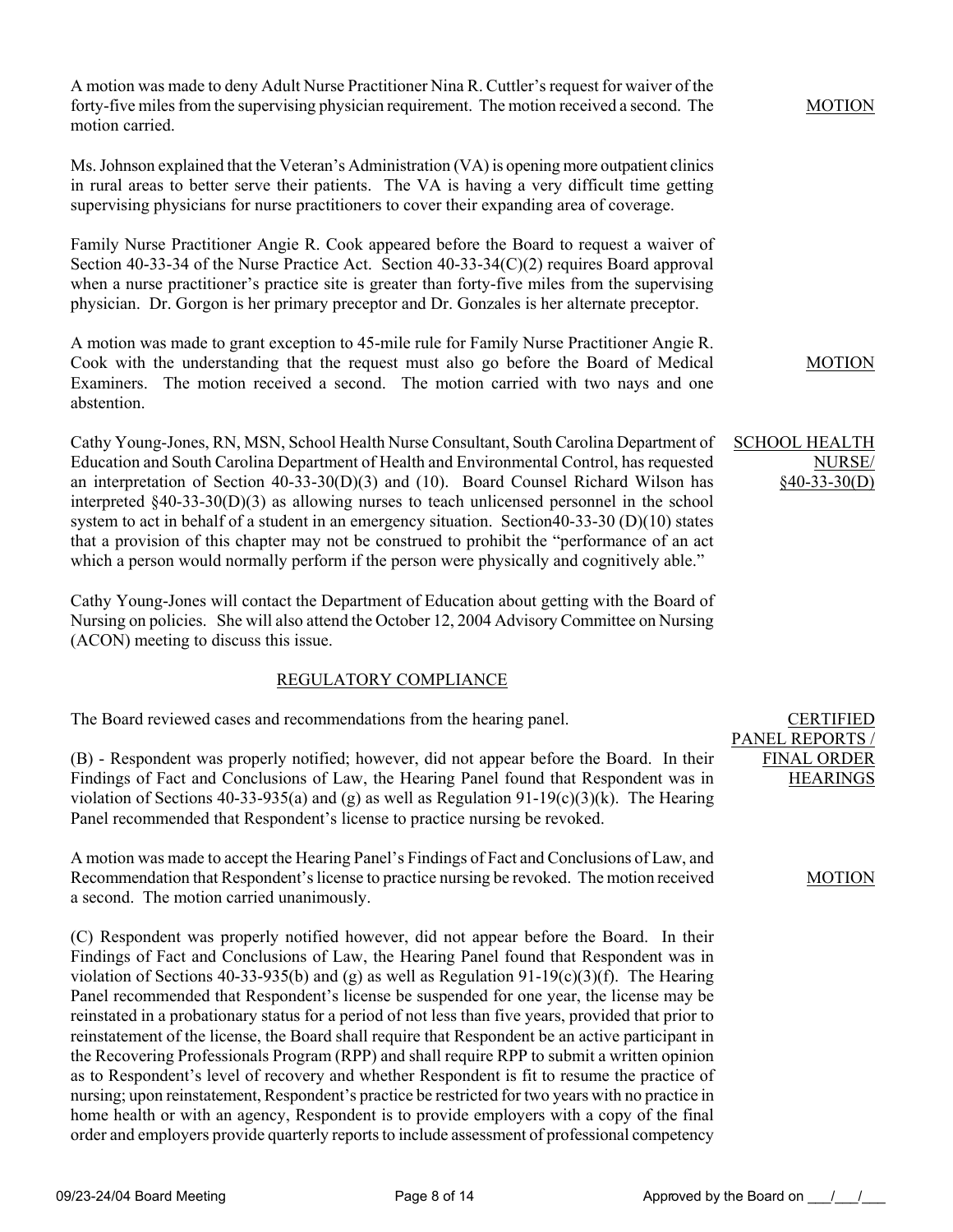A motion was made to deny Adult Nurse Practitioner Nina R. Cuttler's request for waiver of the forty-five miles from the supervising physician requirement. The motion received a second. The motion carried.

MOTION

Ms. Johnson explained that the Veteran's Administration (VA) is opening more outpatient clinics in rural areas to better serve their patients. The VA is having a very difficult time getting supervising physicians for nurse practitioners to cover their expanding area of coverage.

Family Nurse Practitioner Angie R. Cook appeared before the Board to request a waiver of Section 40-33-34 of the Nurse Practice Act. Section 40-33-34(C)(2) requires Board approval when a nurse practitioner's practice site is greater than forty-five miles from the supervising physician. Dr. Gorgon is her primary preceptor and Dr. Gonzales is her alternate preceptor.

A motion was made to grant exception to 45-mile rule for Family Nurse Practitioner Angie R. Cook with the understanding that the request must also go before the Board of Medical Examiners. The motion received a second. The motion carried with two nays and one abstention.

MOTION

SCHOOL HEALTH NURSE/ §40-33-30(D)

Cathy Young-Jones, RN, MSN, School Health Nurse Consultant, South Carolina Department of Education and South Carolina Department of Health and Environmental Control, has requested an interpretation of Section 40-33-30(D)(3) and (10). Board Counsel Richard Wilson has interpreted §40-33-30(D)(3) as allowing nurses to teach unlicensed personnel in the school system to act in behalf of a student in an emergency situation. Section40-33-30 (D)(10) states that a provision of this chapter may not be construed to prohibit the "performance of an act which a person would normally perform if the person were physically and cognitively able."

Cathy Young-Jones will contact the Department of Education about getting with the Board of Nursing on policies. She will also attend the October 12, 2004 Advisory Committee on Nursing (ACON) meeting to discuss this issue.

## REGULATORY COMPLIANCE

CERTIFIED PANEL REPORTS / FINAL ORDER HEARINGS

The Board reviewed cases and recommendations from the hearing panel.

(B) - Respondent was properly notified; however, did not appear before the Board. In their Findings of Fact and Conclusions of Law, the Hearing Panel found that Respondent was in violation of Sections 40-33-935(a) and (g) as well as Regulation 91-19(c)(3)(k). The Hearing Panel recommended that Respondent's license to practice nursing be revoked.

A motion was made to accept the Hearing Panel's Findings of Fact and Conclusions of Law, and Recommendation that Respondent's license to practice nursing be revoked. The motion received a second. The motion carried unanimously.

MOTION

(C) Respondent was properly notified however, did not appear before the Board. In their Findings of Fact and Conclusions of Law, the Hearing Panel found that Respondent was in violation of Sections 40-33-935(b) and (g) as well as Regulation 91-19(c)(3)(f). The Hearing Panel recommended that Respondent's license be suspended for one year, the license may be reinstated in a probationary status for a period of not less than five years, provided that prior to reinstatement of the license, the Board shall require that Respondent be an active participant in the Recovering Professionals Program (RPP) and shall require RPP to submit a written opinion as to Respondent's level of recovery and whether Respondent is fit to resume the practice of nursing; upon reinstatement, Respondent's practice be restricted for two years with no practice in home health or with an agency, Respondent is to provide employers with a copy of the final order and employers provide quarterly reports to include assessment of professional competency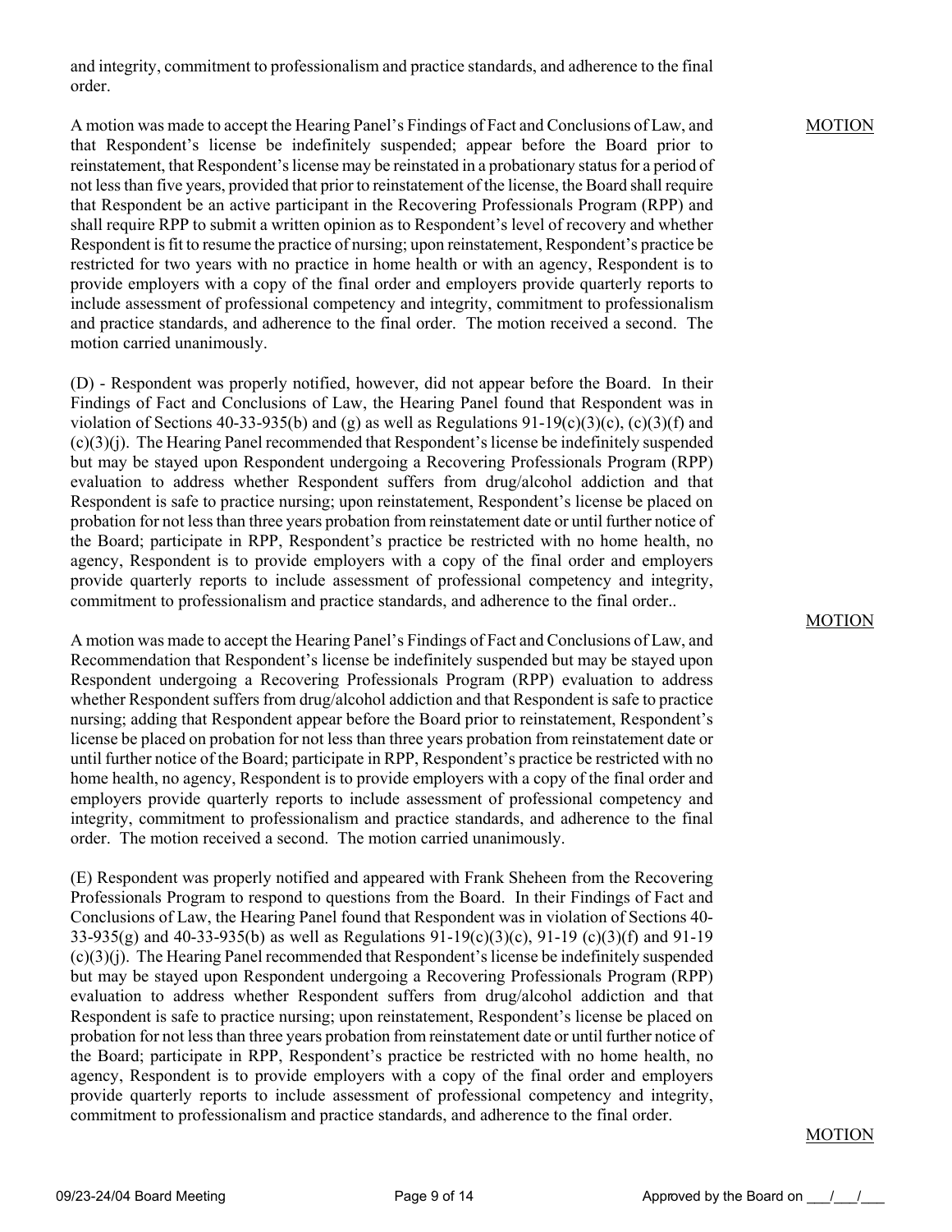and integrity, commitment to professionalism and practice standards, and adherence to the final order.

MOTION

A motion was made to accept the Hearing Panel's Findings of Fact and Conclusions of Law, and that Respondent's license be indefinitely suspended; appear before the Board prior to reinstatement, that Respondent's license may be reinstated in a probationary status for a period of not less than five years, provided that prior to reinstatement of the license, the Board shall require that Respondent be an active participant in the Recovering Professionals Program (RPP) and shall require RPP to submit a written opinion as to Respondent's level of recovery and whether Respondent is fit to resume the practice of nursing; upon reinstatement, Respondent's practice be restricted for two years with no practice in home health or with an agency, Respondent is to provide employers with a copy of the final order and employers provide quarterly reports to include assessment of professional competency and integrity, commitment to professionalism and practice standards, and adherence to the final order. The motion received a second. The motion carried unanimously.

(D) - Respondent was properly notified, however, did not appear before the Board. In their Findings of Fact and Conclusions of Law, the Hearing Panel found that Respondent was in violation of Sections 40-33-935(b) and (g) as well as Regulations 91-19(c)(3)(c), (c)(3)(f) and (c)(3)(j). The Hearing Panel recommended that Respondent's license be indefinitely suspended but may be stayed upon Respondent undergoing a Recovering Professionals Program (RPP) evaluation to address whether Respondent suffers from drug/alcohol addiction and that Respondent is safe to practice nursing; upon reinstatement, Respondent's license be placed on probation for not less than three years probation from reinstatement date or until further notice of the Board; participate in RPP, Respondent's practice be restricted with no home health, no agency, Respondent is to provide employers with a copy of the final order and employers provide quarterly reports to include assessment of professional competency and integrity, commitment to professionalism and practice standards, and adherence to the final order..

MOTION

A motion was made to accept the Hearing Panel's Findings of Fact and Conclusions of Law, and Recommendation that Respondent's license be indefinitely suspended but may be stayed upon Respondent undergoing a Recovering Professionals Program (RPP) evaluation to address whether Respondent suffers from drug/alcohol addiction and that Respondent is safe to practice nursing; adding that Respondent appear before the Board prior to reinstatement, Respondent's license be placed on probation for not less than three years probation from reinstatement date or until further notice of the Board; participate in RPP, Respondent's practice be restricted with no home health, no agency, Respondent is to provide employers with a copy of the final order and employers provide quarterly reports to include assessment of professional competency and integrity, commitment to professionalism and practice standards, and adherence to the final order. The motion received a second. The motion carried unanimously.

(E) Respondent was properly notified and appeared with Frank Sheheen from the Recovering Professionals Program to respond to questions from the Board. In their Findings of Fact and Conclusions of Law, the Hearing Panel found that Respondent was in violation of Sections 40-33-935(g) and 40-33-935(b) as well as Regulations 91-19(c)(3)(c), 91-19 (c)(3)(f) and 91-19 (c)(3)(j). The Hearing Panel recommended that Respondent's license be indefinitely suspended but may be stayed upon Respondent undergoing a Recovering Professionals Program (RPP) evaluation to address whether Respondent suffers from drug/alcohol addiction and that Respondent is safe to practice nursing; upon reinstatement, Respondent's license be placed on probation for not less than three years probation from reinstatement date or until further notice of the Board; participate in RPP, Respondent's practice be restricted with no home health, no agency, Respondent is to provide employers with a copy of the final order and employers provide quarterly reports to include assessment of professional competency and integrity, commitment to professionalism and practice standards, and adherence to the final order.

MOTION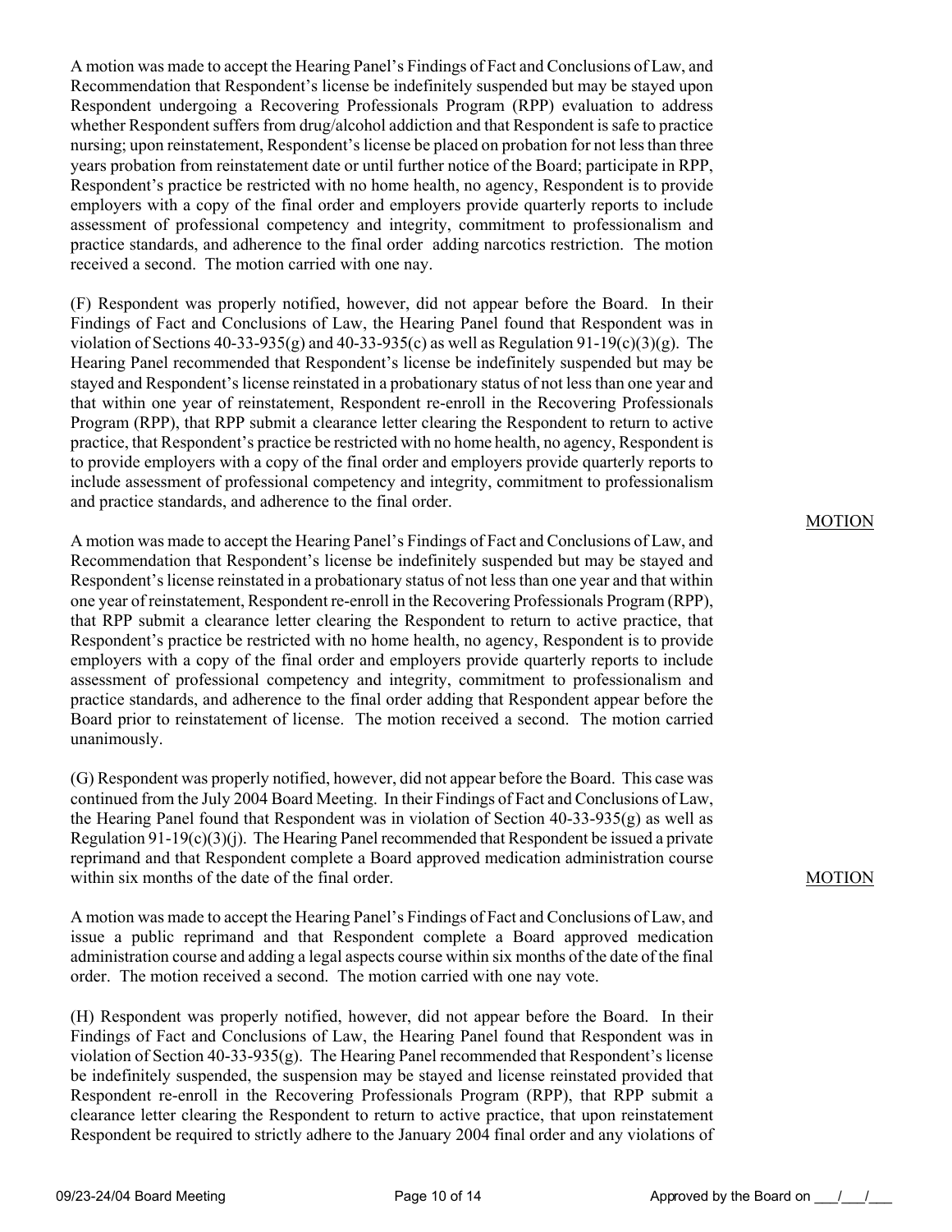A motion was made to accept the Hearing Panel's Findings of Fact and Conclusions of Law, and Recommendation that Respondent's license be indefinitely suspended but may be stayed upon Respondent undergoing a Recovering Professionals Program (RPP) evaluation to address whether Respondent suffers from drug/alcohol addiction and that Respondent is safe to practice nursing; upon reinstatement, Respondent's license be placed on probation for not less than three years probation from reinstatement date or until further notice of the Board; participate in RPP, Respondent's practice be restricted with no home health, no agency, Respondent is to provide employers with a copy of the final order and employers provide quarterly reports to include assessment of professional competency and integrity, commitment to professionalism and practice standards, and adherence to the final order adding narcotics restriction. The motion received a second. The motion carried with one nay.

(F) Respondent was properly notified, however, did not appear before the Board. In their Findings of Fact and Conclusions of Law, the Hearing Panel found that Respondent was in violation of Sections 40-33-935(g) and 40-33-935(c) as well as Regulation 91-19(c)(3)(g). The Hearing Panel recommended that Respondent's license be indefinitely suspended but may be stayed and Respondent's license reinstated in a probationary status of not less than one year and that within one year of reinstatement, Respondent re-enroll in the Recovering Professionals Program (RPP), that RPP submit a clearance letter clearing the Respondent to return to active practice, that Respondent's practice be restricted with no home health, no agency, Respondent is to provide employers with a copy of the final order and employers provide quarterly reports to include assessment of professional competency and integrity, commitment to professionalism and practice standards, and adherence to the final order.

MOTION

A motion was made to accept the Hearing Panel's Findings of Fact and Conclusions of Law, and Recommendation that Respondent's license be indefinitely suspended but may be stayed and Respondent's license reinstated in a probationary status of not less than one year and that within one year of reinstatement, Respondent re-enroll in the Recovering Professionals Program (RPP), that RPP submit a clearance letter clearing the Respondent to return to active practice, that Respondent's practice be restricted with no home health, no agency, Respondent is to provide employers with a copy of the final order and employers provide quarterly reports to include assessment of professional competency and integrity, commitment to professionalism and practice standards, and adherence to the final order adding that Respondent appear before the Board prior to reinstatement of license. The motion received a second. The motion carried unanimously.

(G) Respondent was properly notified, however, did not appear before the Board. This case was continued from the July 2004 Board Meeting. In their Findings of Fact and Conclusions of Law, the Hearing Panel found that Respondent was in violation of Section 40-33-935(g) as well as Regulation 91-19(c)(3)(j). The Hearing Panel recommended that Respondent be issued a private reprimand and that Respondent complete a Board approved medication administration course within six months of the date of the final order.

MOTION

A motion was made to accept the Hearing Panel's Findings of Fact and Conclusions of Law, and issue a public reprimand and that Respondent complete a Board approved medication administration course and adding a legal aspects course within six months of the date of the final order. The motion received a second. The motion carried with one nay vote.

(H) Respondent was properly notified, however, did not appear before the Board. In their Findings of Fact and Conclusions of Law, the Hearing Panel found that Respondent was in violation of Section 40-33-935(g). The Hearing Panel recommended that Respondent's license be indefinitely suspended, the suspension may be stayed and license reinstated provided that Respondent re-enroll in the Recovering Professionals Program (RPP), that RPP submit a clearance letter clearing the Respondent to return to active practice, that upon reinstatement Respondent be required to strictly adhere to the January 2004 final order and any violations of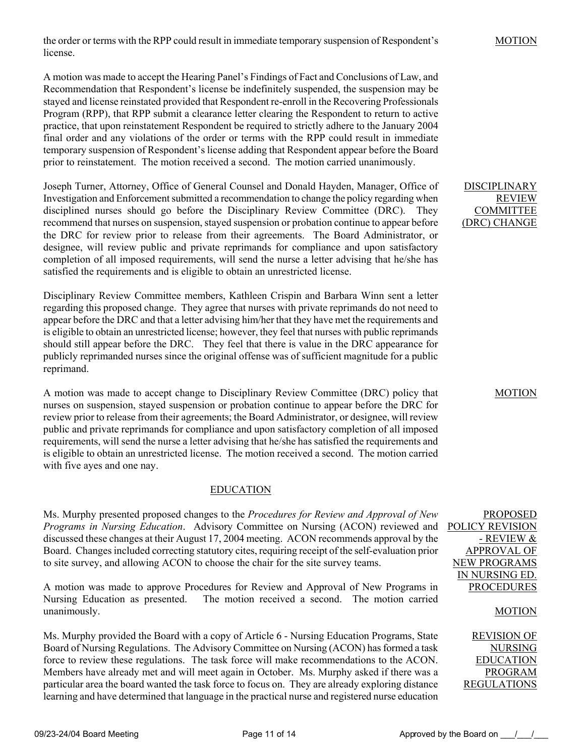the order or terms with the RPP could result in immediate temporary suspension of Respondent's license.

MOTION

A motion was made to accept the Hearing Panel's Findings of Fact and Conclusions of Law, and Recommendation that Respondent's license be indefinitely suspended, the suspension may be stayed and license reinstated provided that Respondent re-enroll in the Recovering Professionals Program (RPP), that RPP submit a clearance letter clearing the Respondent to return to active practice, that upon reinstatement Respondent be required to strictly adhere to the January 2004 final order and any violations of the order or terms with the RPP could result in immediate temporary suspension of Respondent's license adding that Respondent appear before the Board prior to reinstatement. The motion received a second. The motion carried unanimously.

DISCIPLINARY REVIEW COMMITTEE (DRC) CHANGE

Joseph Turner, Attorney, Office of General Counsel and Donald Hayden, Manager, Office of Investigation and Enforcement submitted a recommendation to change the policy regarding when disciplined nurses should go before the Disciplinary Review Committee (DRC). They recommend that nurses on suspension, stayed suspension or probation continue to appear before the DRC for review prior to release from their agreements. The Board Administrator, or designee, will review public and private reprimands for compliance and upon satisfactory completion of all imposed requirements, will send the nurse a letter advising that he/she has satisfied the requirements and is eligible to obtain an unrestricted license.

Disciplinary Review Committee members, Kathleen Crispin and Barbara Winn sent a letter regarding this proposed change. They agree that nurses with private reprimands do not need to appear before the DRC and that a letter advising him/her that they have met the requirements and is eligible to obtain an unrestricted license; however, they feel that nurses with public reprimands should still appear before the DRC. They feel that there is value in the DRC appearance for publicly reprimanded nurses since the original offense was of sufficient magnitude for a public reprimand.

MOTION

A motion was made to accept change to Disciplinary Review Committee (DRC) policy that nurses on suspension, stayed suspension or probation continue to appear before the DRC for review prior to release from their agreements; the Board Administrator, or designee, will review public and private reprimands for compliance and upon satisfactory completion of all imposed requirements, will send the nurse a letter advising that he/she has satisfied the requirements and is eligible to obtain an unrestricted license. The motion received a second. The motion carried with five ayes and one nay.

## EDUCATION

PROPOSED POLICY REVISION - REVIEW & APPROVAL OF NEW PROGRAMS IN NURSING ED. PROCEDURES

Ms. Murphy presented proposed changes to the *Procedures for Review and Approval of New Programs in Nursing Education*. Advisory Committee on Nursing (ACON) reviewed and discussed these changes at their August 17, 2004 meeting. ACON recommends approval by the Board. Changes included correcting statutory cites, requiring receipt of the self-evaluation prior to site survey, and allowing ACON to choose the chair for the site survey teams.

MOTION

A motion was made to approve Procedures for Review and Approval of New Programs in Nursing Education as presented. The motion received a second. The motion carried unanimously.

REVISION OF NURSING EDUCATION PROGRAM REGULATIONS

Ms. Murphy provided the Board with a copy of Article 6 - Nursing Education Programs, State Board of Nursing Regulations. The Advisory Committee on Nursing (ACON) has formed a task force to review these regulations. The task force will make recommendations to the ACON. Members have already met and will meet again in October. Ms. Murphy asked if there was a particular area the board wanted the task force to focus on. They are already exploring distance learning and have determined that language in the practical nurse and registered nurse education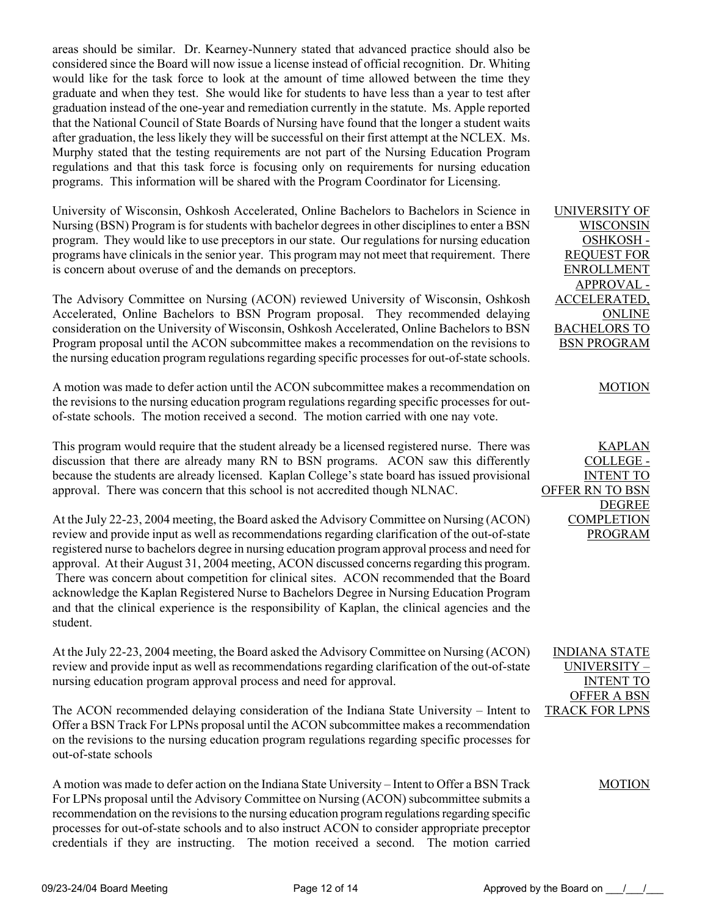areas should be similar. Dr. Kearney-Nunnery stated that advanced practice should also be considered since the Board will now issue a license instead of official recognition. Dr. Whiting would like for the task force to look at the amount of time allowed between the time they graduate and when they test. She would like for students to have less than a year to test after graduation instead of the one-year and remediation currently in the statute. Ms. Apple reported that the National Council of State Boards of Nursing have found that the longer a student waits after graduation, the less likely they will be successful on their first attempt at the NCLEX. Ms. Murphy stated that the testing requirements are not part of the Nursing Education Program regulations and that this task force is focusing only on requirements for nursing education programs. This information will be shared with the Program Coordinator for Licensing.

**UNIVERSITY OF WISCONSIN OSHKOSH - REQUEST FOR ENROLLMENT APPROVAL - ACCELERATED, ONLINE BACHELORS TO BSN PROGRAM**

University of Wisconsin, Oshkosh Accelerated, Online Bachelors to Bachelors in Science in Nursing (BSN) Program is for students with bachelor degrees in other disciplines to enter a BSN program. They would like to use preceptors in our state. Our regulations for nursing education programs have clinicals in the senior year. This program may not meet that requirement. There is concern about overuse of and the demands on preceptors.

The Advisory Committee on Nursing (ACON) reviewed University of Wisconsin, Oshkosh Accelerated, Online Bachelors to BSN Program proposal. They recommended delaying consideration on the University of Wisconsin, Oshkosh Accelerated, Online Bachelors to BSN Program proposal until the ACON subcommittee makes a recommendation on the revisions to the nursing education program regulations regarding specific processes for out-of-state schools.

**MOTION**

A motion was made to defer action until the ACON subcommittee makes a recommendation on the revisions to the nursing education program regulations regarding specific processes for out-of-state schools. The motion received a second. The motion carried with one nay vote.

**KAPLAN COLLEGE - INTENT TO OFFER RN TO BSN DEGREE COMPLETION PROGRAM**

This program would require that the student already be a licensed registered nurse. There was discussion that there are already many RN to BSN programs. ACON saw this differently because the students are already licensed. Kaplan College's state board has issued provisional approval. There was concern that this school is not accredited though NLNAC.

At the July 22-23, 2004 meeting, the Board asked the Advisory Committee on Nursing (ACON) review and provide input as well as recommendations regarding clarification of the out-of-state registered nurse to bachelors degree in nursing education program approval process and need for approval. At their August 31, 2004 meeting, ACON discussed concerns regarding this program. There was concern about competition for clinical sites. ACON recommended that the Board acknowledge the Kaplan Registered Nurse to Bachelors Degree in Nursing Education Program and that the clinical experience is the responsibility of Kaplan, the clinical agencies and the student.

**INDIANA STATE UNIVERSITY – INTENT TO OFFER A BSN TRACK FOR LPNS**

At the July 22-23, 2004 meeting, the Board asked the Advisory Committee on Nursing (ACON) review and provide input as well as recommendations regarding clarification of the out-of-state nursing education program approval process and need for approval.

The ACON recommended delaying consideration of the Indiana State University – Intent to Offer a BSN Track For LPNs proposal until the ACON subcommittee makes a recommendation on the revisions to the nursing education program regulations regarding specific processes for out-of-state schools

**MOTION**

A motion was made to defer action on the Indiana State University – Intent to Offer a BSN Track For LPNs proposal until the Advisory Committee on Nursing (ACON) subcommittee submits a recommendation on the revisions to the nursing education program regulations regarding specific processes for out-of-state schools and to also instruct ACON to consider appropriate preceptor credentials if they are instructing. The motion received a second. The motion carried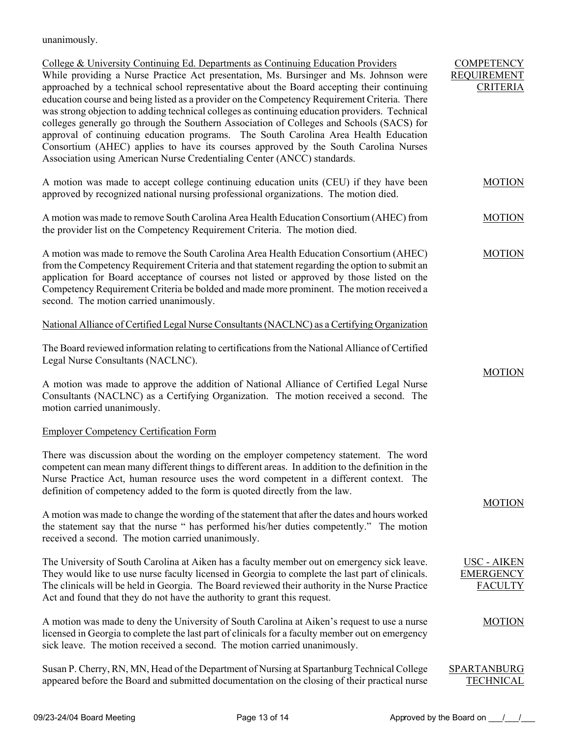unanimously.

COMPETENCY REQUIREMENT CRITERIA

College & University Continuing Ed. Departments as Continuing Education Providers

While providing a Nurse Practice Act presentation, Ms. Bursinger and Ms. Johnson were approached by a technical school representative about the Board accepting their continuing education course and being listed as a provider on the Competency Requirement Criteria. There was strong objection to adding technical colleges as continuing education providers. Technical colleges generally go through the Southern Association of Colleges and Schools (SACS) for approval of continuing education programs. The South Carolina Area Health Education Consortium (AHEC) applies to have its courses approved by the South Carolina Nurses Association using American Nurse Credentialing Center (ANCC) standards.

MOTION

A motion was made to accept college continuing education units (CEU) if they have been approved by recognized national nursing professional organizations. The motion died.

MOTION

A motion was made to remove South Carolina Area Health Education Consortium (AHEC) from the provider list on the Competency Requirement Criteria. The motion died.

MOTION

A motion was made to remove the South Carolina Area Health Education Consortium (AHEC) from the Competency Requirement Criteria and that statement regarding the option to submit an application for Board acceptance of courses not listed or approved by those listed on the Competency Requirement Criteria be bolded and made more prominent. The motion received a second. The motion carried unanimously.

National Alliance of Certified Legal Nurse Consultants (NACLNC) as a Certifying Organization

The Board reviewed information relating to certifications from the National Alliance of Certified Legal Nurse Consultants (NACLNC).

MOTION

A motion was made to approve the addition of National Alliance of Certified Legal Nurse Consultants (NACLNC) as a Certifying Organization. The motion received a second. The motion carried unanimously.

Employer Competency Certification Form

There was discussion about the wording on the employer competency statement. The word competent can mean many different things to different areas. In addition to the definition in the Nurse Practice Act, human resource uses the word competent in a different context. The definition of competency added to the form is quoted directly from the law.

MOTION

A motion was made to change the wording of the statement that after the dates and hours worked the statement say that the nurse " has performed his/her duties competently." The motion received a second. The motion carried unanimously.

USC - AIKEN EMERGENCY FACULTY

The University of South Carolina at Aiken has a faculty member out on emergency sick leave. They would like to use nurse faculty licensed in Georgia to complete the last part of clinicals. The clinicals will be held in Georgia. The Board reviewed their authority in the Nurse Practice Act and found that they do not have the authority to grant this request.

MOTION

A motion was made to deny the University of South Carolina at Aiken's request to use a nurse licensed in Georgia to complete the last part of clinicals for a faculty member out on emergency sick leave. The motion received a second. The motion carried unanimously.

SPARTANBURG TECHNICAL

Susan P. Cherry, RN, MN, Head of the Department of Nursing at Spartanburg Technical College appeared before the Board and submitted documentation on the closing of their practical nurse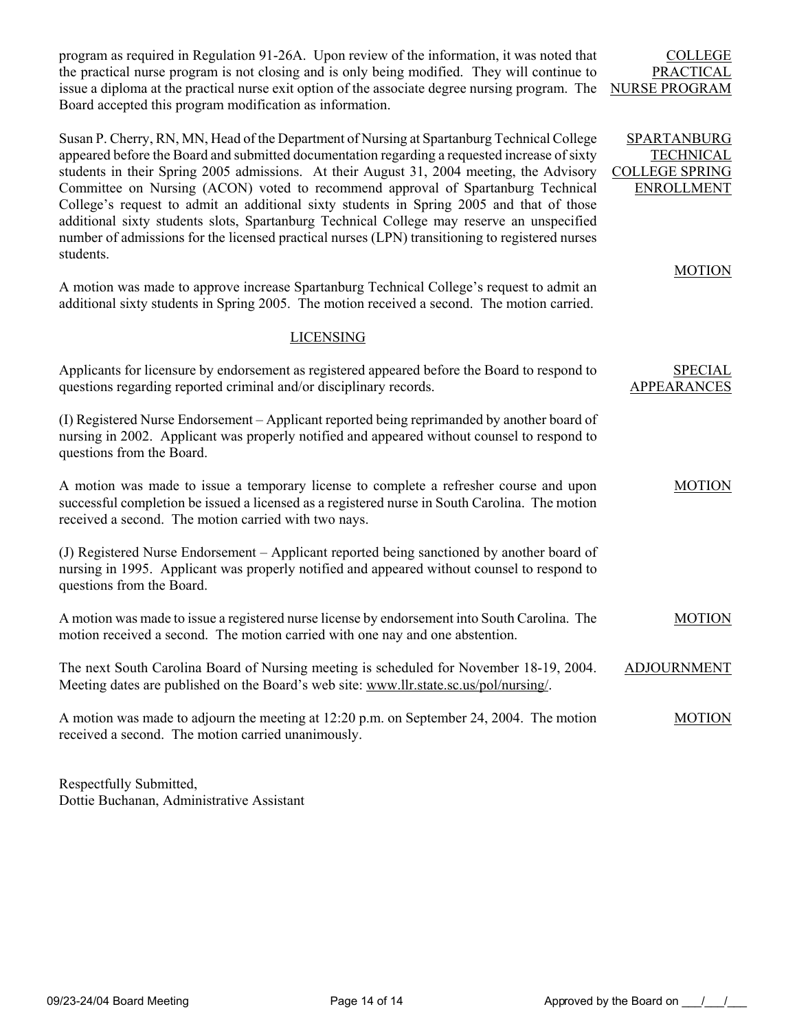program as required in Regulation 91-26A. Upon review of the information, it was noted that the practical nurse program is not closing and is only being modified. They will continue to issue a diploma at the practical nurse exit option of the associate degree nursing program. The Board accepted this program modification as information.

**COLLEGE PRACTICAL NURSE PROGRAM**

Susan P. Cherry, RN, MN, Head of the Department of Nursing at Spartanburg Technical College appeared before the Board and submitted documentation regarding a requested increase of sixty students in their Spring 2005 admissions. At their August 31, 2004 meeting, the Advisory Committee on Nursing (ACON) voted to recommend approval of Spartanburg Technical College's request to admit an additional sixty students in Spring 2005 and that of those additional sixty students slots, Spartanburg Technical College may reserve an unspecified number of admissions for the licensed practical nurses (LPN) transitioning to registered nurses students.

**SPARTANBURG TECHNICAL COLLEGE SPRING ENROLLMENT**

**MOTION**

A motion was made to approve increase Spartanburg Technical College's request to admit an additional sixty students in Spring 2005. The motion received a second. The motion carried.

## LICENSING

**SPECIAL APPEARANCES**

Applicants for licensure by endorsement as registered appeared before the Board to respond to questions regarding reported criminal and/or disciplinary records.

(I) Registered Nurse Endorsement – Applicant reported being reprimanded by another board of nursing in 2002. Applicant was properly notified and appeared without counsel to respond to questions from the Board.

**MOTION**

A motion was made to issue a temporary license to complete a refresher course and upon successful completion be issued a licensed as a registered nurse in South Carolina. The motion received a second. The motion carried with two nays.

(J) Registered Nurse Endorsement – Applicant reported being sanctioned by another board of nursing in 1995. Applicant was properly notified and appeared without counsel to respond to questions from the Board.

**MOTION**

A motion was made to issue a registered nurse license by endorsement into South Carolina. The motion received a second. The motion carried with one nay and one abstention.

**ADJOURNMENT**

The next South Carolina Board of Nursing meeting is scheduled for November 18-19, 2004. Meeting dates are published on the Board's web site: www.llr.state.sc.us/pol/nursing/.

**MOTION**

A motion was made to adjourn the meeting at 12:20 p.m. on September 24, 2004. The motion received a second. The motion carried unanimously.

Respectfully Submitted,
Dottie Buchanan, Administrative Assistant